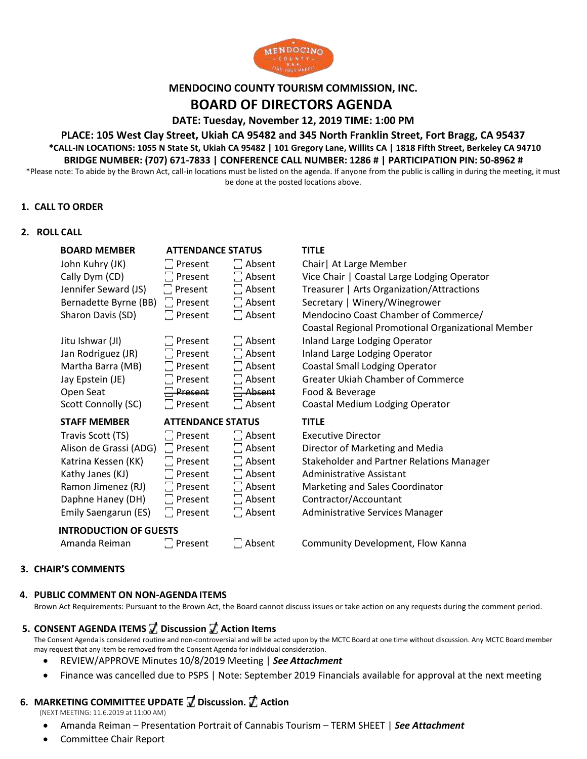# MENDOCINO COUNTY TOURISM COMMISSION, INC.

## BOARD OF DIRECTORS AGENDA

**DATE: Tuesday, November 12, 2019 TIME: 1:00 PM**

**PLACE: 105 West Clay Street, Ukiah CA 95482 and 345 North Franklin Street, Fort Bragg, CA 95437**

**\*CALL-IN LOCATIONS: 1055 N State St, Ukiah CA 95482 | 101 Gregory Lane, Willits CA | 1818 Fifth Street, Berkeley CA 94710**

**BRIDGE NUMBER: (707) 671-7833 | CONFERENCE CALL NUMBER: 1286 # | PARTICIPATION PIN: 50-8962 #**

*Please note: To abide by the Brown Act, call-in locations must be listed on the agenda. If anyone from the public is calling in during the meeting, it must be done at the posted locations above.

**1. CALL TO ORDER**

**2. ROLL CALL**

| BOARD MEMBER | ATTENDANCE STATUS | | TITLE |
|---|---|---|---|
| John Kuhry (JK) | ☐ Present | ☐ Absent | Chair\| At Large Member |
| Cally Dym (CD) | ☐ Present | ☐ Absent | Vice Chair \| Coastal Large Lodging Operator |
| Jennifer Seward (JS) | ☐ Present | ☐ Absent | Treasurer \| Arts Organization/Attractions |
| Bernadette Byrne (BB) | ☐ Present | ☐ Absent | Secretary \| Winery/Winegrower |
| Sharon Davis (SD) | ☐ Present | ☐ Absent | Mendocino Coast Chamber of Commerce/ Coastal Regional Promotional Organizational Member |
| Jitu Ishwar (JI) | ☐ Present | ☐ Absent | Inland Large Lodging Operator |
| Jan Rodriguez (JR) | ☐ Present | ☐ Absent | Inland Large Lodging Operator |
| Martha Barra (MB) | ☐ Present | ☐ Absent | Coastal Small Lodging Operator |
| Jay Epstein (JE) | ☐ Present | ☐ Absent | Greater Ukiah Chamber of Commerce |
| Open Seat | ~~☐ Present~~ | ~~☐ Absent~~ | Food & Beverage |
| Scott Connolly (SC) | ☐ Present | ☐ Absent | Coastal Medium Lodging Operator |

| STAFF MEMBER | ATTENDANCE STATUS | | TITLE |
|---|---|---|---|
| Travis Scott (TS) | ☐ Present | ☐ Absent | Executive Director |
| Alison de Grassi (ADG) | ☐ Present | ☐ Absent | Director of Marketing and Media |
| Katrina Kessen (KK) | ☐ Present | ☐ Absent | Stakeholder and Partner Relations Manager |
| Kathy Janes (KJ) | ☐ Present | ☐ Absent | Administrative Assistant |
| Ramon Jimenez (RJ) | ☐ Present | ☐ Absent | Marketing and Sales Coordinator |
| Daphne Haney (DH) | ☐ Present | ☐ Absent | Contractor/Accountant |
| Emily Saengarun (ES) | ☐ Present | ☐ Absent | Administrative Services Manager |

| INTRODUCTION OF GUESTS | | | |
|---|---|---|---|
| Amanda Reiman | ☐ Present | ☐ Absent | Community Development, Flow Kanna |

**3. CHAIR'S COMMENTS**

**4. PUBLIC COMMENT ON NON-AGENDA ITEMS**

Brown Act Requirements: Pursuant to the Brown Act, the Board cannot discuss issues or take action on any requests during the comment period.

**5. CONSENT AGENDA ITEMS ☑ Discussion ☑ Action Items**

The Consent Agenda is considered routine and non-controversial and will be acted upon by the MCTC Board at one time without discussion. Any MCTC Board member may request that any item be removed from the Consent Agenda for individual consideration.

- REVIEW/APPROVE Minutes 10/8/2019 Meeting | ***See Attachment***
- Finance was cancelled due to PSPS | Note: September 2019 Financials available for approval at the next meeting

**6. MARKETING COMMITTEE UPDATE ☑ Discussion. ☑ Action**

(NEXT MEETING: 11.6.2019 at 11:00 AM)

- Amanda Reiman – Presentation Portrait of Cannabis Tourism – TERM SHEET | ***See Attachment***
- Committee Chair Report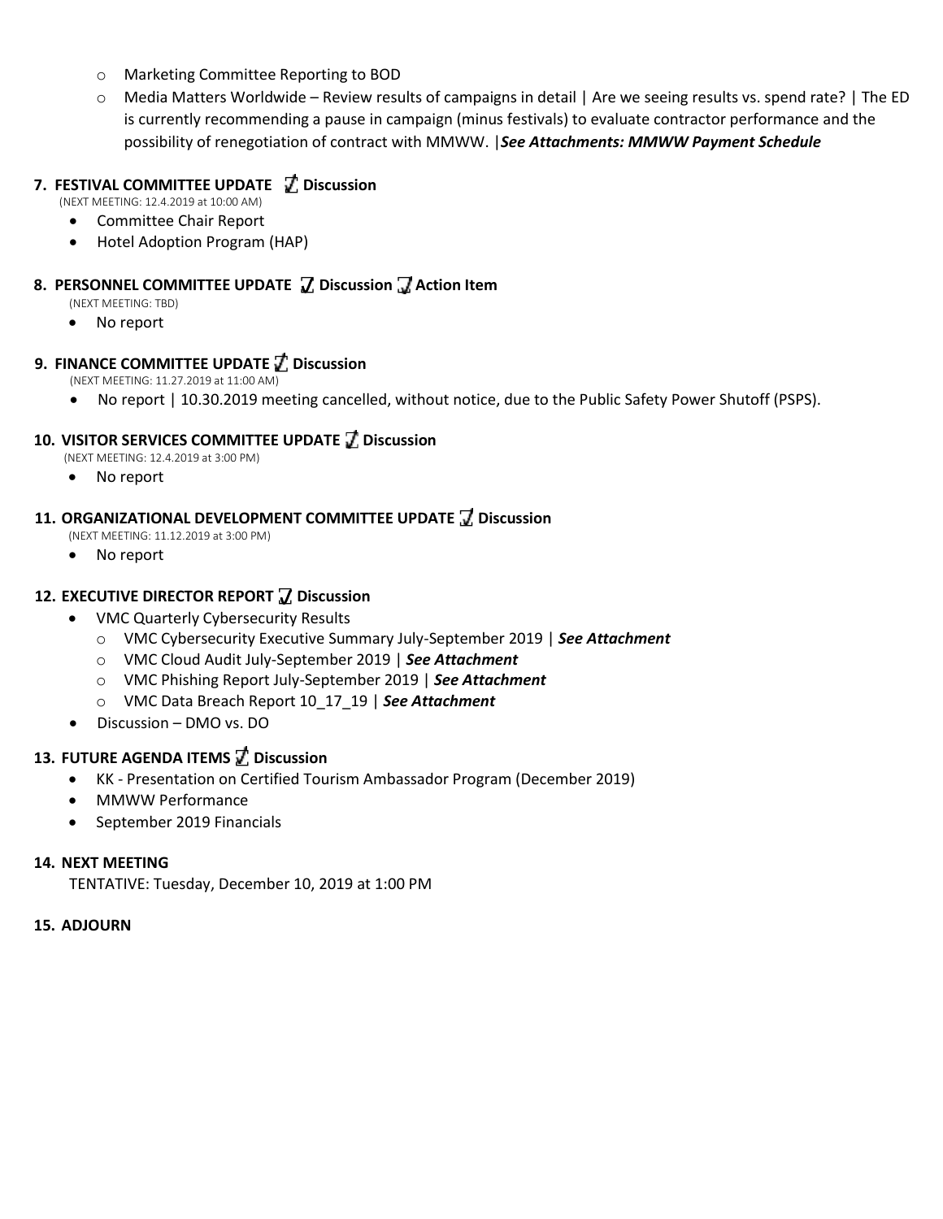- Marketing Committee Reporting to BOD
- Media Matters Worldwide – Review results of campaigns in detail | Are we seeing results vs. spend rate? | The ED is currently recommending a pause in campaign (minus festivals) to evaluate contractor performance and the possibility of renegotiation of contract with MMWW. |***See Attachments: MMWW Payment Schedule***

**7. FESTIVAL COMMITTEE UPDATE ☑ Discussion**

(NEXT MEETING: 12.4.2019 at 10:00 AM)

- Committee Chair Report
- Hotel Adoption Program (HAP)

**8. PERSONNEL COMMITTEE UPDATE ☑ Discussion ☑ Action Item**

(NEXT MEETING: TBD)

- No report

**9. FINANCE COMMITTEE UPDATE ☑ Discussion**

(NEXT MEETING: 11.27.2019 at 11:00 AM)

- No report | 10.30.2019 meeting cancelled, without notice, due to the Public Safety Power Shutoff (PSPS).

**10. VISITOR SERVICES COMMITTEE UPDATE ☑ Discussion**

(NEXT MEETING: 12.4.2019 at 3:00 PM)

- No report

**11. ORGANIZATIONAL DEVELOPMENT COMMITTEE UPDATE ☑ Discussion**

(NEXT MEETING: 11.12.2019 at 3:00 PM)

- No report

**12. EXECUTIVE DIRECTOR REPORT ☑ Discussion**

- VMC Quarterly Cybersecurity Results
  - VMC Cybersecurity Executive Summary July-September 2019 | ***See Attachment***
  - VMC Cloud Audit July-September 2019 | ***See Attachment***
  - VMC Phishing Report July-September 2019 | ***See Attachment***
  - VMC Data Breach Report 10_17_19 | ***See Attachment***
- Discussion – DMO vs. DO

**13. FUTURE AGENDA ITEMS ☑ Discussion**

- KK - Presentation on Certified Tourism Ambassador Program (December 2019)
- MMWW Performance
- September 2019 Financials

**14. NEXT MEETING**

TENTATIVE: Tuesday, December 10, 2019 at 1:00 PM

**15. ADJOURN**